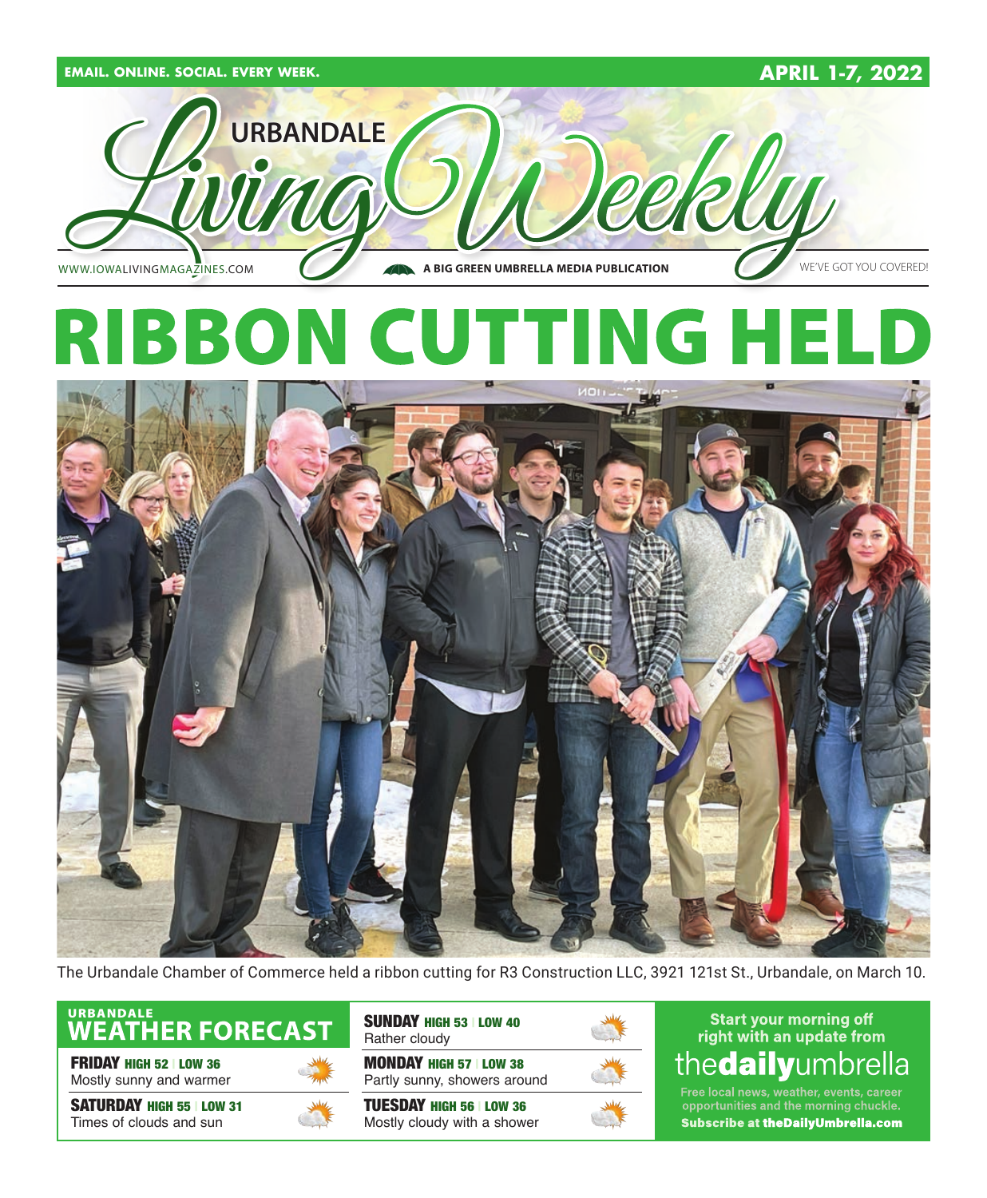EMAIL. ONLINE. SOCIAL. EVERY WEEK.

APRIL 1-7, 2022

# URBANDALE Living Weekly

WWW.IOWALIVINGMAGAZINES.COM

A BIG GREEN UMBRELLA MEDIA PUBLICATION

WE'VE GOT YOU COVERED!

# RIBBON CUTTING HELD

The Urbandale Chamber of Commerce held a ribbon cutting for R3 Construction LLC, 3921 121st St., Urbandale, on March 10.

## URBANDALE WEATHER FORECAST

**FRIDAY** HIGH 52 | LOW 36
Mostly sunny and warmer

**SATURDAY** HIGH 55 | LOW 31
Times of clouds and sun

**SUNDAY** HIGH 53 | LOW 40
Rather cloudy

**MONDAY** HIGH 57 | LOW 38
Partly sunny, showers around

**TUESDAY** HIGH 56 | LOW 36
Mostly cloudy with a shower

Start your morning off right with an update from **thedailyumbrella**

Free local news, weather, events, career opportunities and the morning chuckle.

**Subscribe at theDailyUmbrella.com**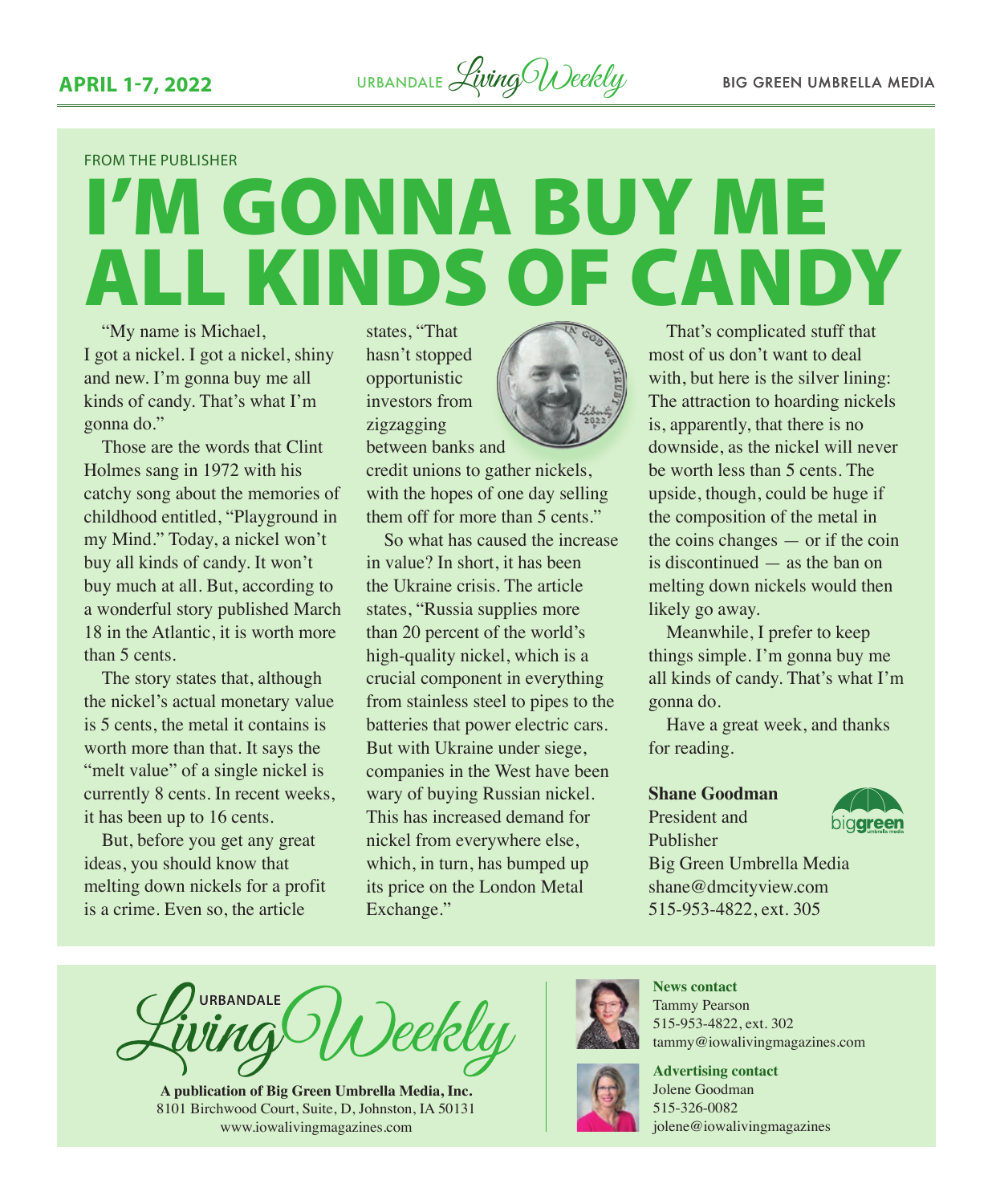FROM THE PUBLISHER

# I'M GONNA BUY ME ALL KINDS OF CANDY

"My name is Michael, I got a nickel. I got a nickel, shiny and new. I'm gonna buy me all kinds of candy. That's what I'm gonna do."

Those are the words that Clint Holmes sang in 1972 with his catchy song about the memories of childhood entitled, "Playground in my Mind." Today, a nickel won't buy all kinds of candy. It won't buy much at all. But, according to a wonderful story published March 18 in the Atlantic, it is worth more than 5 cents.

The story states that, although the nickel's actual monetary value is 5 cents, the metal it contains is worth more than that. It says the "melt value" of a single nickel is currently 8 cents. In recent weeks, it has been up to 16 cents.

But, before you get any great ideas, you should know that melting down nickels for a profit is a crime. Even so, the article states, "That hasn't stopped opportunistic investors from zigzagging between banks and credit unions to gather nickels, with the hopes of one day selling them off for more than 5 cents."

So what has caused the increase in value? In short, it has been the Ukraine crisis. The article states, "Russia supplies more than 20 percent of the world's high-quality nickel, which is a crucial component in everything from stainless steel to pipes to the batteries that power electric cars. But with Ukraine under siege, companies in the West have been wary of buying Russian nickel. This has increased demand for nickel from everywhere else, which, in turn, has bumped up its price on the London Metal Exchange."

That's complicated stuff that most of us don't want to deal with, but here is the silver lining: The attraction to hoarding nickels is, apparently, that there is no downside, as the nickel will never be worth less than 5 cents. The upside, though, could be huge if the composition of the metal in the coins changes — or if the coin is discontinued — as the ban on melting down nickels would then likely go away.

Meanwhile, I prefer to keep things simple. I'm gonna buy me all kinds of candy. That's what I'm gonna do.

Have a great week, and thanks for reading.

**Shane Goodman**
President and Publisher
Big Green Umbrella Media
shane@dmcityview.com
515-953-4822, ext. 305

URBANDALE Living Weekly

**A publication of Big Green Umbrella Media, Inc.**
8101 Birchwood Court, Suite, D, Johnston, IA 50131
www.iowalivingmagazines.com

**News contact**
Tammy Pearson
515-953-4822, ext. 302
tammy@iowalivingmagazines.com

**Advertising contact**
Jolene Goodman
515-326-0082
jolene@iowalivingmagazines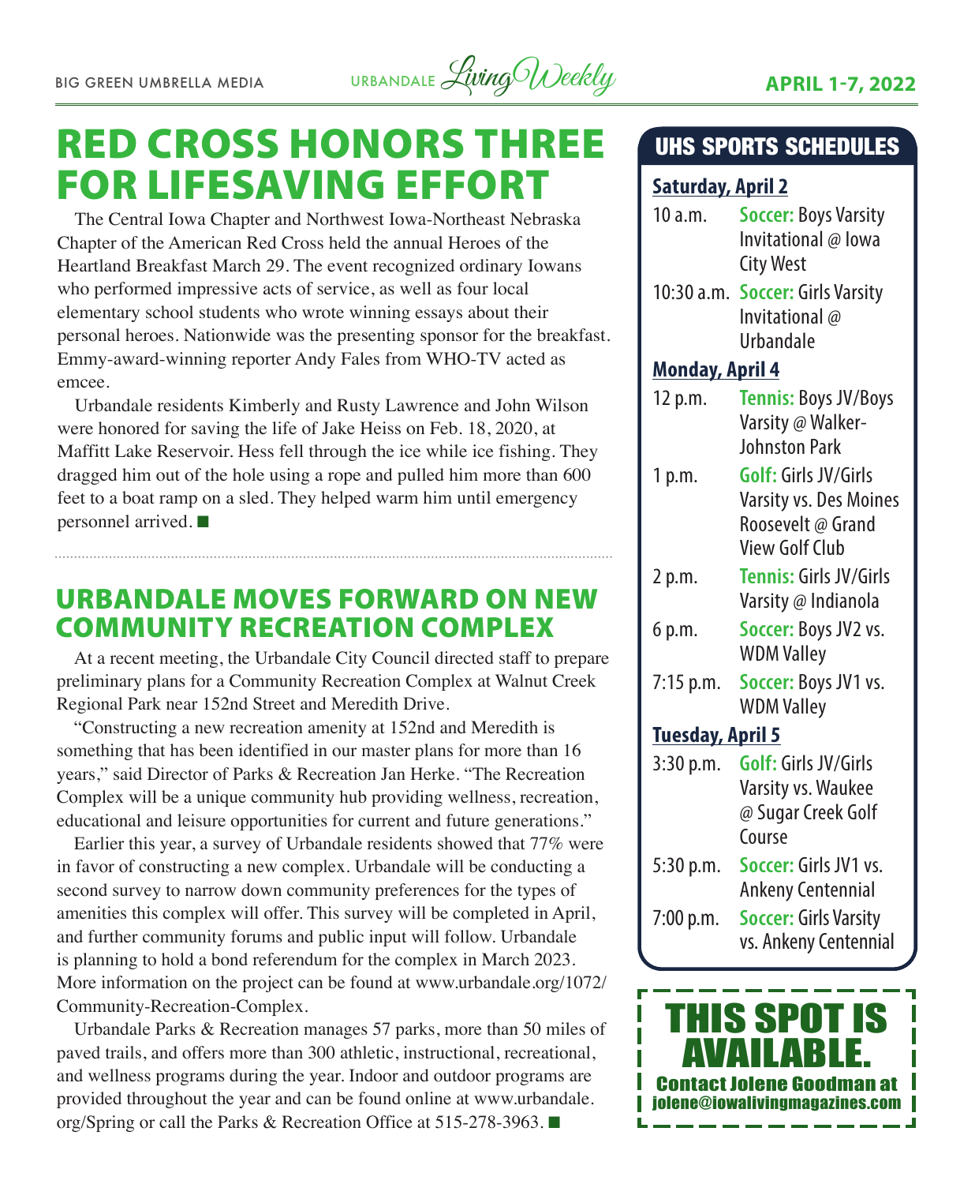# RED CROSS HONORS THREE FOR LIFESAVING EFFORT

The Central Iowa Chapter and Northwest Iowa-Northeast Nebraska Chapter of the American Red Cross held the annual Heroes of the Heartland Breakfast March 29. The event recognized ordinary Iowans who performed impressive acts of service, as well as four local elementary school students who wrote winning essays about their personal heroes. Nationwide was the presenting sponsor for the breakfast. Emmy-award-winning reporter Andy Fales from WHO-TV acted as emcee.

Urbandale residents Kimberly and Rusty Lawrence and John Wilson were honored for saving the life of Jake Heiss on Feb. 18, 2020, at Maffitt Lake Reservoir. Hess fell through the ice while ice fishing. They dragged him out of the hole using a rope and pulled him more than 600 feet to a boat ramp on a sled. They helped warm him until emergency personnel arrived. ■

## URBANDALE MOVES FORWARD ON NEW COMMUNITY RECREATION COMPLEX

At a recent meeting, the Urbandale City Council directed staff to prepare preliminary plans for a Community Recreation Complex at Walnut Creek Regional Park near 152nd Street and Meredith Drive.

"Constructing a new recreation amenity at 152nd and Meredith is something that has been identified in our master plans for more than 16 years," said Director of Parks & Recreation Jan Herke. "The Recreation Complex will be a unique community hub providing wellness, recreation, educational and leisure opportunities for current and future generations."

Earlier this year, a survey of Urbandale residents showed that 77% were in favor of constructing a new complex. Urbandale will be conducting a second survey to narrow down community preferences for the types of amenities this complex will offer. This survey will be completed in April, and further community forums and public input will follow. Urbandale is planning to hold a bond referendum for the complex in March 2023. More information on the project can be found at www.urbandale.org/1072/Community-Recreation-Complex.

Urbandale Parks & Recreation manages 57 parks, more than 50 miles of paved trails, and offers more than 300 athletic, instructional, recreational, and wellness programs during the year. Indoor and outdoor programs are provided throughout the year and can be found online at www.urbandale.org/Spring or call the Parks & Recreation Office at 515-278-3963. ■

## UHS SPORTS SCHEDULES

**Saturday, April 2**

| | |
|---|---|
| 10 a.m. | **Soccer:** Boys Varsity Invitational @ Iowa City West |
| 10:30 a.m. | **Soccer:** Girls Varsity Invitational @ Urbandale |

**Monday, April 4**

| | |
|---|---|
| 12 p.m. | **Tennis:** Boys JV/Boys Varsity @ Walker-Johnston Park |
| 1 p.m. | **Golf:** Girls JV/Girls Varsity vs. Des Moines Roosevelt @ Grand View Golf Club |
| 2 p.m. | **Tennis:** Girls JV/Girls Varsity @ Indianola |
| 6 p.m. | **Soccer:** Boys JV2 vs. WDM Valley |
| 7:15 p.m. | **Soccer:** Boys JV1 vs. WDM Valley |

**Tuesday, April 5**

| | |
|---|---|
| 3:30 p.m. | **Golf:** Girls JV/Girls Varsity vs. Waukee @ Sugar Creek Golf Course |
| 5:30 p.m. | **Soccer:** Girls JV1 vs. Ankeny Centennial |
| 7:00 p.m. | **Soccer:** Girls Varsity vs. Ankeny Centennial |

**THIS SPOT IS AVAILABLE.**
Contact Jolene Goodman at jolene@iowalivingmagazines.com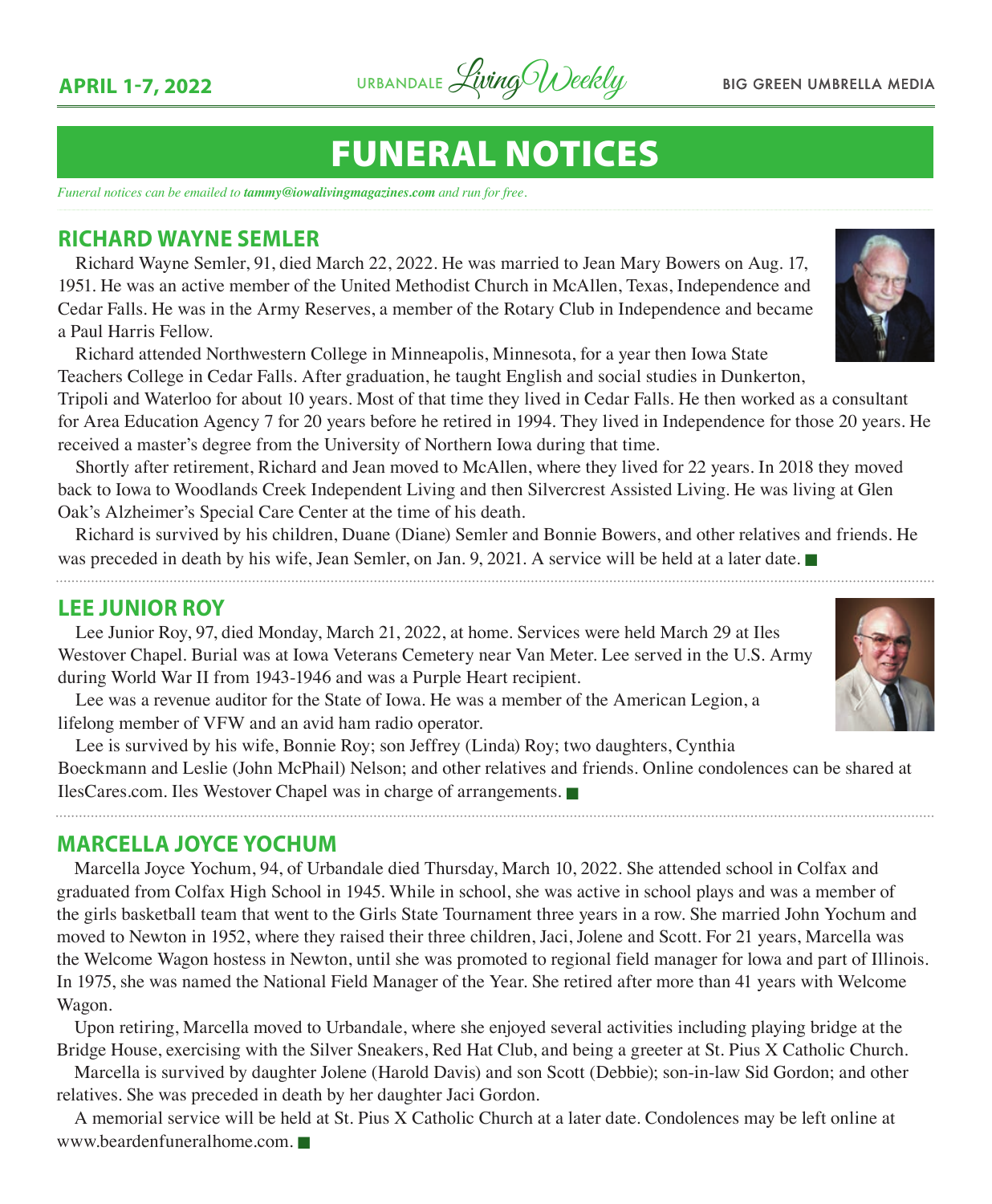# FUNERAL NOTICES

*Funeral notices can be emailed to **tammy@iowalivingmagazines.com** and run for free.*

## RICHARD WAYNE SEMLER

Richard Wayne Semler, 91, died March 22, 2022. He was married to Jean Mary Bowers on Aug. 17, 1951. He was an active member of the United Methodist Church in McAllen, Texas, Independence and Cedar Falls. He was in the Army Reserves, a member of the Rotary Club in Independence and became a Paul Harris Fellow.

Richard attended Northwestern College in Minneapolis, Minnesota, for a year then Iowa State Teachers College in Cedar Falls. After graduation, he taught English and social studies in Dunkerton, Tripoli and Waterloo for about 10 years. Most of that time they lived in Cedar Falls. He then worked as a consultant for Area Education Agency 7 for 20 years before he retired in 1994. They lived in Independence for those 20 years. He received a master's degree from the University of Northern Iowa during that time.

Shortly after retirement, Richard and Jean moved to McAllen, where they lived for 22 years. In 2018 they moved back to Iowa to Woodlands Creek Independent Living and then Silvercrest Assisted Living. He was living at Glen Oak's Alzheimer's Special Care Center at the time of his death.

Richard is survived by his children, Duane (Diane) Semler and Bonnie Bowers, and other relatives and friends. He was preceded in death by his wife, Jean Semler, on Jan. 9, 2021. A service will be held at a later date. ■

## LEE JUNIOR ROY

Lee Junior Roy, 97, died Monday, March 21, 2022, at home. Services were held March 29 at Iles Westover Chapel. Burial was at Iowa Veterans Cemetery near Van Meter. Lee served in the U.S. Army during World War II from 1943-1946 and was a Purple Heart recipient.

Lee was a revenue auditor for the State of Iowa. He was a member of the American Legion, a lifelong member of VFW and an avid ham radio operator.

Lee is survived by his wife, Bonnie Roy; son Jeffrey (Linda) Roy; two daughters, Cynthia Boeckmann and Leslie (John McPhail) Nelson; and other relatives and friends. Online condolences can be shared at IlesCares.com. Iles Westover Chapel was in charge of arrangements. ■

## MARCELLA JOYCE YOCHUM

Marcella Joyce Yochum, 94, of Urbandale died Thursday, March 10, 2022. She attended school in Colfax and graduated from Colfax High School in 1945. While in school, she was active in school plays and was a member of the girls basketball team that went to the Girls State Tournament three years in a row. She married John Yochum and moved to Newton in 1952, where they raised their three children, Jaci, Jolene and Scott. For 21 years, Marcella was the Welcome Wagon hostess in Newton, until she was promoted to regional field manager for Iowa and part of Illinois. In 1975, she was named the National Field Manager of the Year. She retired after more than 41 years with Welcome Wagon.

Upon retiring, Marcella moved to Urbandale, where she enjoyed several activities including playing bridge at the Bridge House, exercising with the Silver Sneakers, Red Hat Club, and being a greeter at St. Pius X Catholic Church.

Marcella is survived by daughter Jolene (Harold Davis) and son Scott (Debbie); son-in-law Sid Gordon; and other relatives. She was preceded in death by her daughter Jaci Gordon.

A memorial service will be held at St. Pius X Catholic Church at a later date. Condolences may be left online at www.beardenfuneralhome.com. ■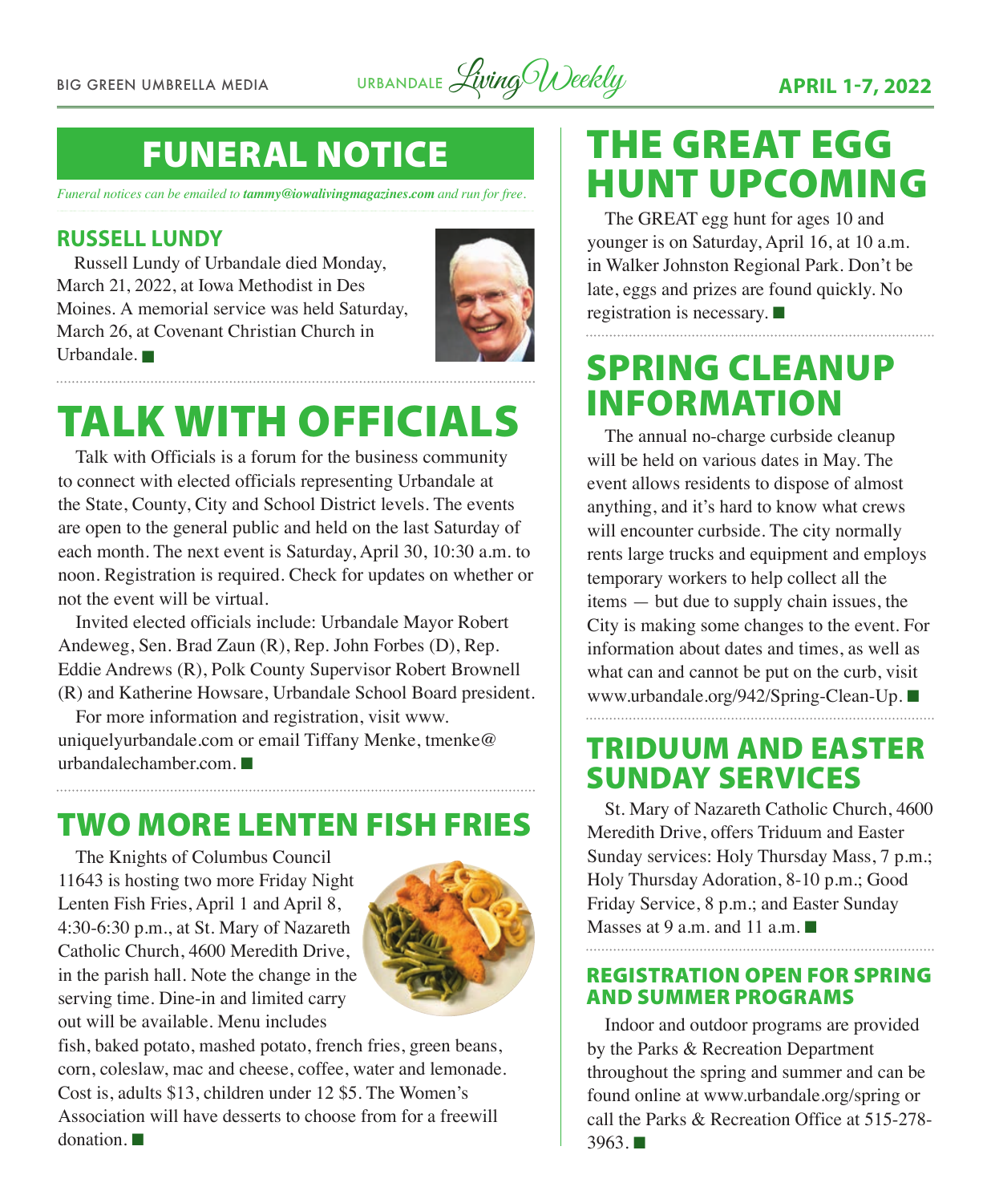## FUNERAL NOTICE

*Funeral notices can be emailed to **tammy@iowalivingmagazines.com** and run for free.*

### RUSSELL LUNDY

Russell Lundy of Urbandale died Monday, March 21, 2022, at Iowa Methodist in Des Moines. A memorial service was held Saturday, March 26, at Covenant Christian Church in Urbandale. ■

## TALK WITH OFFICIALS

Talk with Officials is a forum for the business community to connect with elected officials representing Urbandale at the State, County, City and School District levels. The events are open to the general public and held on the last Saturday of each month. The next event is Saturday, April 30, 10:30 a.m. to noon. Registration is required. Check for updates on whether or not the event will be virtual.

Invited elected officials include: Urbandale Mayor Robert Andeweg, Sen. Brad Zaun (R), Rep. John Forbes (D), Rep. Eddie Andrews (R), Polk County Supervisor Robert Brownell (R) and Katherine Howsare, Urbandale School Board president.

For more information and registration, visit www.uniquelyurbandale.com or email Tiffany Menke, tmenke@urbandalechamber.com. ■

## TWO MORE LENTEN FISH FRIES

The Knights of Columbus Council 11643 is hosting two more Friday Night Lenten Fish Fries, April 1 and April 8, 4:30-6:30 p.m., at St. Mary of Nazareth Catholic Church, 4600 Meredith Drive, in the parish hall. Note the change in the serving time. Dine-in and limited carry out will be available. Menu includes fish, baked potato, mashed potato, french fries, green beans, corn, coleslaw, mac and cheese, coffee, water and lemonade. Cost is, adults $13, children under 12 $5. The Women's Association will have desserts to choose from for a freewill donation. ■

## THE GREAT EGG HUNT UPCOMING

The GREAT egg hunt for ages 10 and younger is on Saturday, April 16, at 10 a.m. in Walker Johnston Regional Park. Don't be late, eggs and prizes are found quickly. No registration is necessary. ■

## SPRING CLEANUP INFORMATION

The annual no-charge curbside cleanup will be held on various dates in May. The event allows residents to dispose of almost anything, and it's hard to know what crews will encounter curbside. The city normally rents large trucks and equipment and employs temporary workers to help collect all the items — but due to supply chain issues, the City is making some changes to the event. For information about dates and times, as well as what can and cannot be put on the curb, visit www.urbandale.org/942/Spring-Clean-Up. ■

## TRIDUUM AND EASTER SUNDAY SERVICES

St. Mary of Nazareth Catholic Church, 4600 Meredith Drive, offers Triduum and Easter Sunday services: Holy Thursday Mass, 7 p.m.; Holy Thursday Adoration, 8-10 p.m.; Good Friday Service, 8 p.m.; and Easter Sunday Masses at 9 a.m. and 11 a.m. ■

### REGISTRATION OPEN FOR SPRING AND SUMMER PROGRAMS

Indoor and outdoor programs are provided by the Parks & Recreation Department throughout the spring and summer and can be found online at www.urbandale.org/spring or call the Parks & Recreation Office at 515-278-3963. ■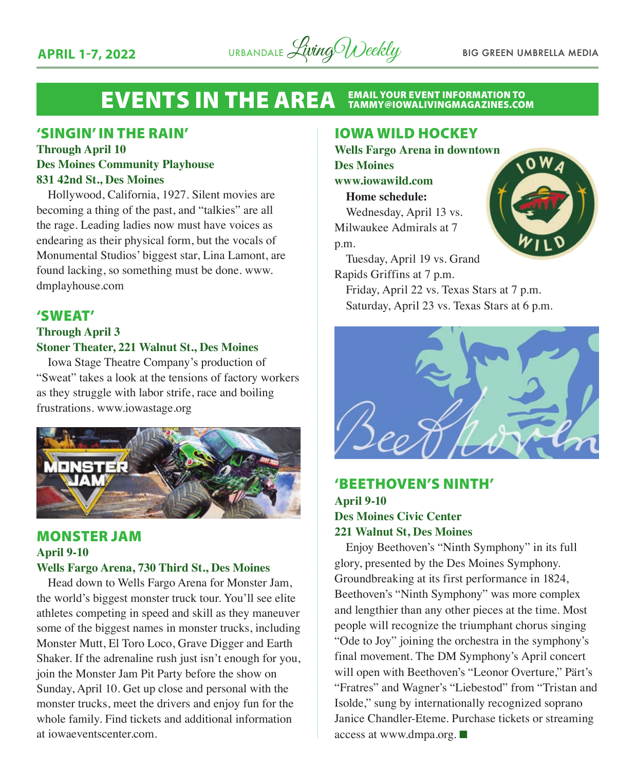# EVENTS IN THE AREA

EMAIL YOUR EVENT INFORMATION TO TAMMY@IOWALIVINGMAGAZINES.COM

## 'SINGIN' IN THE RAIN'

**Through April 10**
**Des Moines Community Playhouse**
**831 42nd St., Des Moines**

Hollywood, California, 1927. Silent movies are becoming a thing of the past, and "talkies" are all the rage. Leading ladies now must have voices as endearing as their physical form, but the vocals of Monumental Studios' biggest star, Lina Lamont, are found lacking, so something must be done. www.dmplayhouse.com

## 'SWEAT'

**Through April 3**
**Stoner Theater, 221 Walnut St., Des Moines**

Iowa Stage Theatre Company's production of "Sweat" takes a look at the tensions of factory workers as they struggle with labor strife, race and boiling frustrations. www.iowastage.org

## MONSTER JAM

**April 9-10**
**Wells Fargo Arena, 730 Third St., Des Moines**

Head down to Wells Fargo Arena for Monster Jam, the world's biggest monster truck tour. You'll see elite athletes competing in speed and skill as they maneuver some of the biggest names in monster trucks, including Monster Mutt, El Toro Loco, Grave Digger and Earth Shaker. If the adrenaline rush just isn't enough for you, join the Monster Jam Pit Party before the show on Sunday, April 10. Get up close and personal with the monster trucks, meet the drivers and enjoy fun for the whole family. Find tickets and additional information at iowaeventscenter.com.

## IOWA WILD HOCKEY

**Wells Fargo Arena in downtown Des Moines**
**www.iowawild.com**

**Home schedule:**

Wednesday, April 13 vs. Milwaukee Admirals at 7 p.m.

Tuesday, April 19 vs. Grand Rapids Griffins at 7 p.m.

Friday, April 22 vs. Texas Stars at 7 p.m.

Saturday, April 23 vs. Texas Stars at 6 p.m.

## 'BEETHOVEN'S NINTH'

**April 9-10**
**Des Moines Civic Center**
**221 Walnut St, Des Moines**

Enjoy Beethoven's "Ninth Symphony" in its full glory, presented by the Des Moines Symphony. Groundbreaking at its first performance in 1824, Beethoven's "Ninth Symphony" was more complex and lengthier than any other pieces at the time. Most people will recognize the triumphant chorus singing "Ode to Joy" joining the orchestra in the symphony's final movement. The DM Symphony's April concert will open with Beethoven's "Leonor Overture," Pärt's "Fratres" and Wagner's "Liebestod" from "Tristan and Isolde," sung by internationally recognized soprano Janice Chandler-Eteme. Purchase tickets or streaming access at www.dmpa.org. ■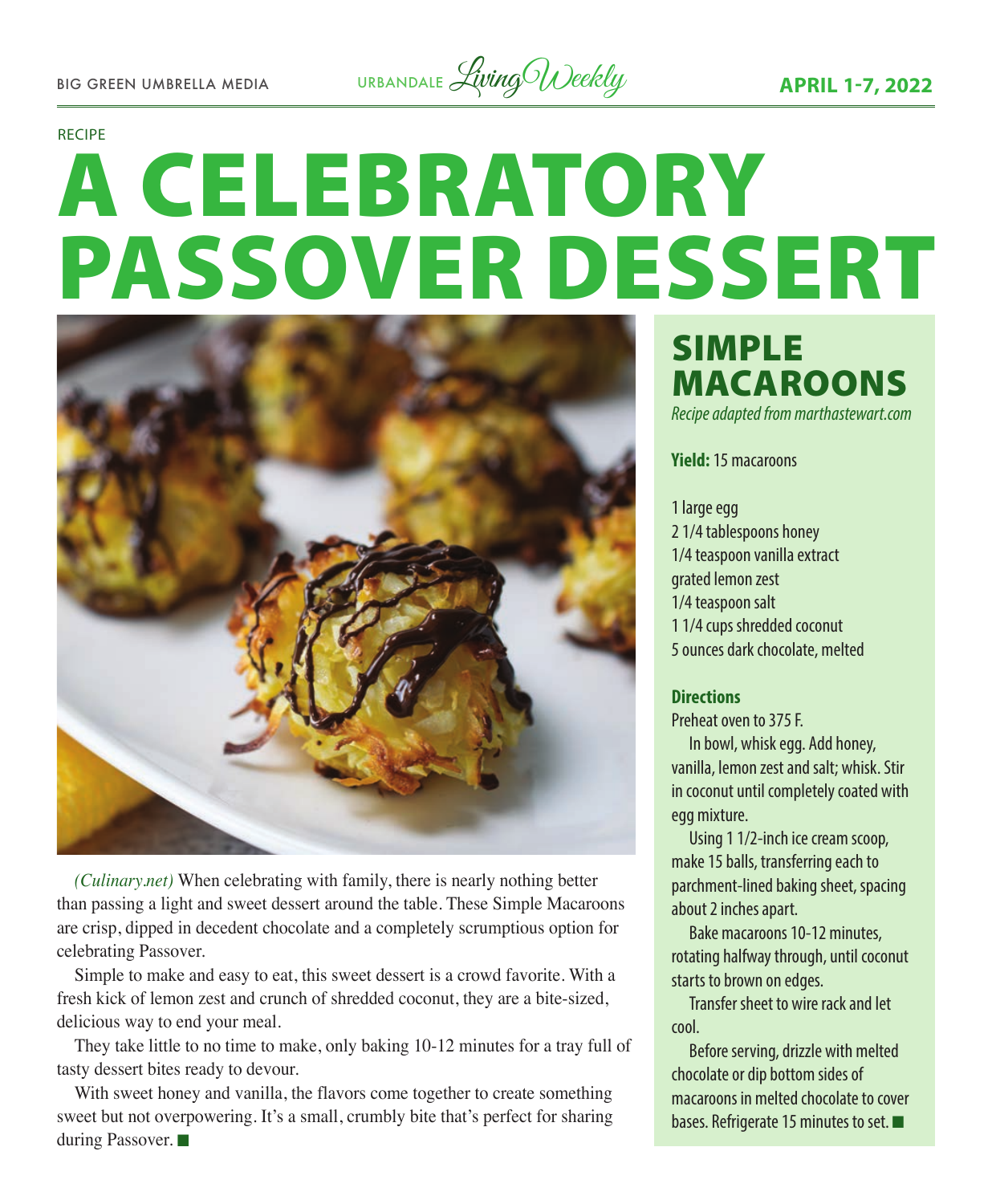RECIPE

# A CELEBRATORY PASSOVER DESSERT

*(Culinary.net)* When celebrating with family, there is nearly nothing better than passing a light and sweet dessert around the table. These Simple Macaroons are crisp, dipped in decedent chocolate and a completely scrumptious option for celebrating Passover.

Simple to make and easy to eat, this sweet dessert is a crowd favorite. With a fresh kick of lemon zest and crunch of shredded coconut, they are a bite-sized, delicious way to end your meal.

They take little to no time to make, only baking 10-12 minutes for a tray full of tasty dessert bites ready to devour.

With sweet honey and vanilla, the flavors come together to create something sweet but not overpowering. It's a small, crumbly bite that's perfect for sharing during Passover. ■

## SIMPLE MACAROONS

*Recipe adapted from marthastewart.com*

**Yield:** 15 macaroons

1 large egg
2 1/4 tablespoons honey
1/4 teaspoon vanilla extract
grated lemon zest
1/4 teaspoon salt
1 1/4 cups shredded coconut
5 ounces dark chocolate, melted

**Directions**

Preheat oven to 375 F.

In bowl, whisk egg. Add honey, vanilla, lemon zest and salt; whisk. Stir in coconut until completely coated with egg mixture.

Using 1 1/2-inch ice cream scoop, make 15 balls, transferring each to parchment-lined baking sheet, spacing about 2 inches apart.

Bake macaroons 10-12 minutes, rotating halfway through, until coconut starts to brown on edges.

Transfer sheet to wire rack and let cool.

Before serving, drizzle with melted chocolate or dip bottom sides of macaroons in melted chocolate to cover bases. Refrigerate 15 minutes to set. ■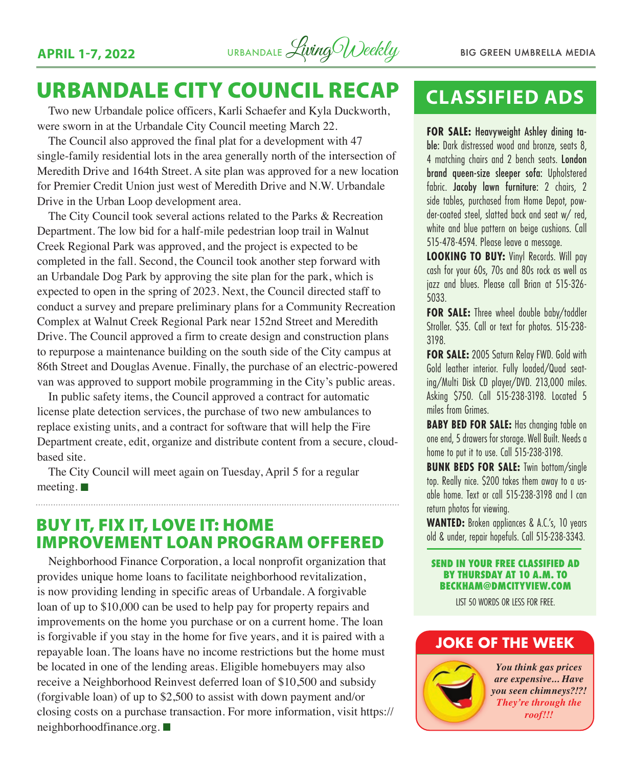# URBANDALE CITY COUNCIL RECAP

Two new Urbandale police officers, Karli Schaefer and Kyla Duckworth, were sworn in at the Urbandale City Council meeting March 22.

The Council also approved the final plat for a development with 47 single-family residential lots in the area generally north of the intersection of Meredith Drive and 164th Street. A site plan was approved for a new location for Premier Credit Union just west of Meredith Drive and N.W. Urbandale Drive in the Urban Loop development area.

The City Council took several actions related to the Parks & Recreation Department. The low bid for a half-mile pedestrian loop trail in Walnut Creek Regional Park was approved, and the project is expected to be completed in the fall. Second, the Council took another step forward with an Urbandale Dog Park by approving the site plan for the park, which is expected to open in the spring of 2023. Next, the Council directed staff to conduct a survey and prepare preliminary plans for a Community Recreation Complex at Walnut Creek Regional Park near 152nd Street and Meredith Drive. The Council approved a firm to create design and construction plans to repurpose a maintenance building on the south side of the City campus at 86th Street and Douglas Avenue. Finally, the purchase of an electric-powered van was approved to support mobile programming in the City's public areas.

In public safety items, the Council approved a contract for automatic license plate detection services, the purchase of two new ambulances to replace existing units, and a contract for software that will help the Fire Department create, edit, organize and distribute content from a secure, cloud-based site.

The City Council will meet again on Tuesday, April 5 for a regular meeting. ■

## BUY IT, FIX IT, LOVE IT: HOME IMPROVEMENT LOAN PROGRAM OFFERED

Neighborhood Finance Corporation, a local nonprofit organization that provides unique home loans to facilitate neighborhood revitalization, is now providing lending in specific areas of Urbandale. A forgivable loan of up to $10,000 can be used to help pay for property repairs and improvements on the home you purchase or on a current home. The loan is forgivable if you stay in the home for five years, and it is paired with a repayable loan. The loans have no income restrictions but the home must be located in one of the lending areas. Eligible homebuyers may also receive a Neighborhood Reinvest deferred loan of $10,500 and subsidy (forgivable loan) of up to $2,500 to assist with down payment and/or closing costs on a purchase transaction. For more information, visit https://neighborhoodfinance.org. ■

# CLASSIFIED ADS

**FOR SALE:** Heavyweight Ashley dining table: Dark distressed wood and bronze, seats 8, 4 matching chairs and 2 bench seats. London brand queen-size sleeper sofa: Upholstered fabric. Jacoby lawn furniture: 2 chairs, 2 side tables, purchased from Home Depot, powder-coated steel, slatted back and seat w/ red, white and blue pattern on beige cushions. Call 515-478-4594. Please leave a message.

**LOOKING TO BUY:** Vinyl Records. Will pay cash for your 60s, 70s and 80s rock as well as jazz and blues. Please call Brian at 515-326-5033.

**FOR SALE:** Three wheel double baby/toddler Stroller. $35. Call or text for photos. 515-238-3198.

**FOR SALE:** 2005 Saturn Relay FWD. Gold with Gold leather interior. Fully loaded/Quad seating/Multi Disk CD player/DVD. 213,000 miles. Asking $750. Call 515-238-3198. Located 5 miles from Grimes.

**BABY BED FOR SALE:** Has changing table on one end, 5 drawers for storage. Well Built. Needs a home to put it to use. Call 515-238-3198.

**BUNK BEDS FOR SALE:** Twin bottom/single top. Really nice. $200 takes them away to a usable home. Text or call 515-238-3198 and I can return photos for viewing.

**WANTED:** Broken appliances & A.C.'s, 10 years old & under, repair hopefuls. Call 515-238-3343.

**SEND IN YOUR FREE CLASSIFIED AD BY THURSDAY AT 10 A.M. TO BECKHAM@DMCITYVIEW.COM**

LIST 50 WORDS OR LESS FOR FREE.

## JOKE OF THE WEEK

*You think gas prices are expensive... Have you seen chimneys?!?! They're through the roof!!!*